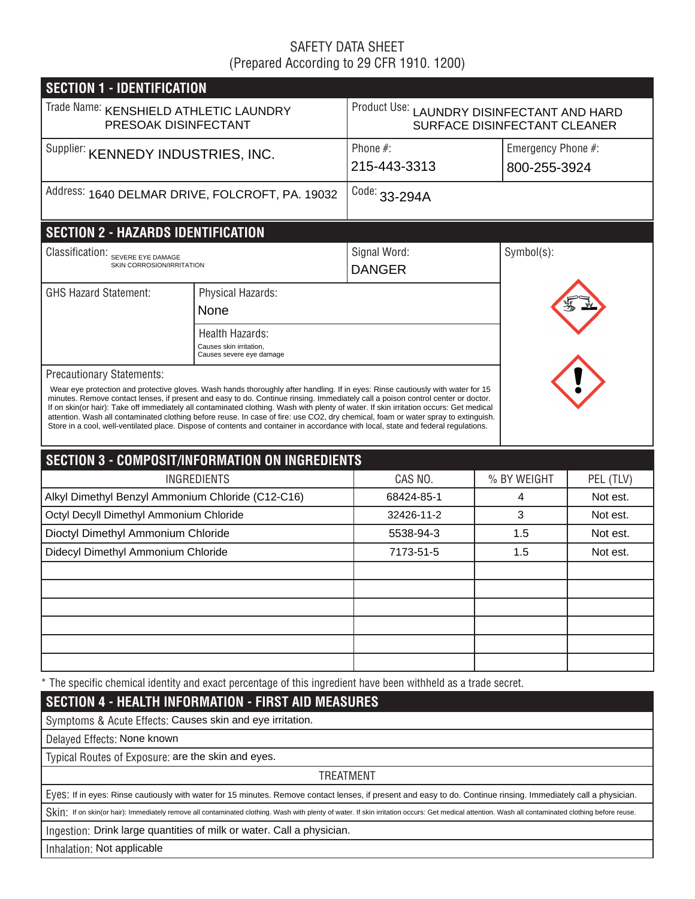SAFETY DATA SHEET
(Prepared According to 29 CFR 1910. 1200)

## SECTION 1 - IDENTIFICATION

| | |
|---|---|
| Trade Name: KENSHIELD ATHLETIC LAUNDRY PRESOAK DISINFECTANT | Product Use: LAUNDRY DISINFECTANT AND HARD SURFACE DISINFECTANT CLEANER |
| Supplier: KENNEDY INDUSTRIES, INC. | Phone #: 215-443-3313 |
| | Emergency Phone #: 800-255-3924 |
| Address: 1640 DELMAR DRIVE, FOLCROFT, PA. 19032 | Code: 33-294A |

## SECTION 2 - HAZARDS IDENTIFICATION

Classification: SEVERE EYE DAMAGE
SKIN CORROSION/IRRITATION

Signal Word: DANGER

Symbol(s):

GHS Hazard Statement:

Physical Hazards: None

Health Hazards: Causes skin irritation, Causes severe eye damage

Precautionary Statements:

Wear eye protection and protective gloves. Wash hands thoroughly after handling. If in eyes: Rinse cautiously with water for 15 minutes. Remove contact lenses, if present and easy to do. Continue rinsing. Immediately call a poison control center or doctor. If on skin(or hair): Take off immediately all contaminated clothing. Wash with plenty of water. If skin irritation occurs: Get medical attention. Wash all contaminated clothing before reuse. In case of fire: use CO2, dry chemical, foam or water spray to extinguish. Store in a cool, well-ventilated place. Dispose of contents and container in accordance with local, state and federal regulations.

## SECTION 3 - COMPOSIT/INFORMATION ON INGREDIENTS

| INGREDIENTS | CAS NO. | % BY WEIGHT | PEL (TLV) |
|---|---|---|---|
| Alkyl Dimethyl Benzyl Ammonium Chloride (C12-C16) | 68424-85-1 | 4 | Not est. |
| Octyl Decyll Dimethyl Ammonium Chloride | 32426-11-2 | 3 | Not est. |
| Dioctyl Dimethyl Ammonium Chloride | 5538-94-3 | 1.5 | Not est. |
| Didecyl Dimethyl Ammonium Chloride | 7173-51-5 | 1.5 | Not est. |
| | | | |
| | | | |
| | | | |
| | | | |
| | | | |
| | | | |

* The specific chemical identity and exact percentage of this ingredient have been withheld as a trade secret.

## SECTION 4 - HEALTH INFORMATION - FIRST AID MEASURES

Symptoms & Acute Effects: Causes skin and eye irritation.

Delayed Effects: None known

Typical Routes of Exposure: are the skin and eyes.

TREATMENT

Eyes: If in eyes: Rinse cautiously with water for 15 minutes. Remove contact lenses, if present and easy to do. Continue rinsing. Immediately call a physician.

Skin: If on skin(or hair): Immediately remove all contaminated clothing. Wash with plenty of water. If skin irritation occurs: Get medical attention. Wash all contaminated clothing before reuse.

Ingestion: Drink large quantities of milk or water. Call a physician.

Inhalation: Not applicable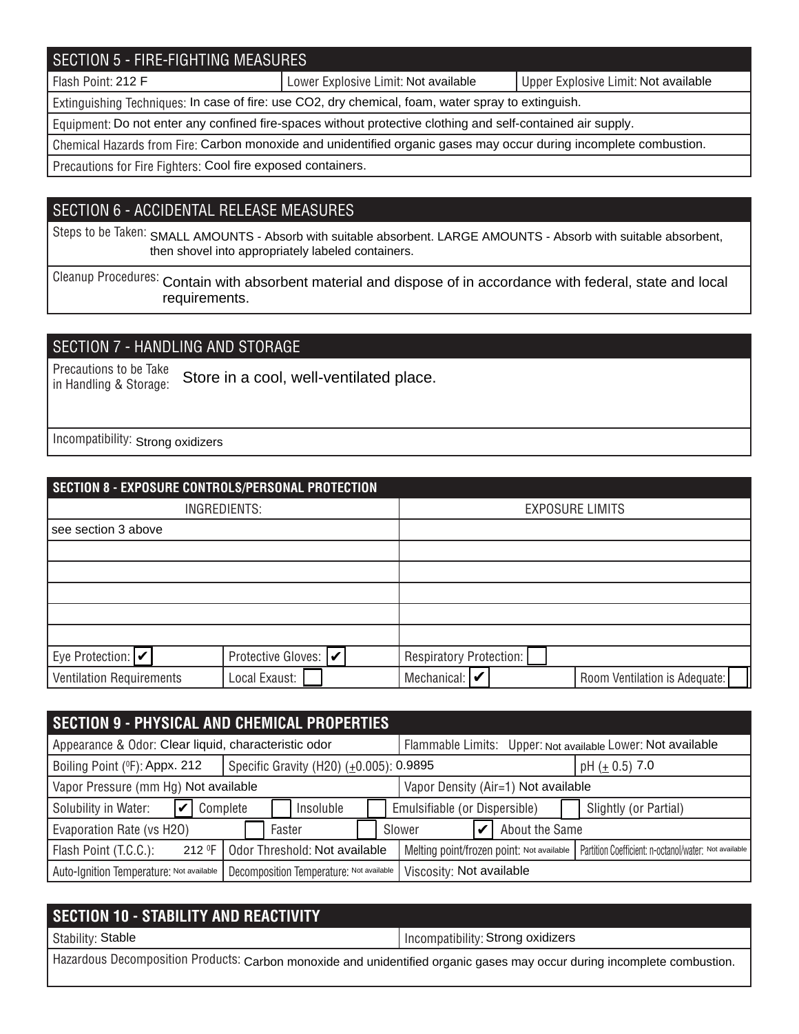## SECTION 5 - FIRE-FIGHTING MEASURES

| Flash Point: 212 F | Lower Explosive Limit: Not available | Upper Explosive Limit: Not available |
|---|---|---|

Extinguishing Techniques: In case of fire: use $CO_2$, dry chemical, foam, water spray to extinguish.

Equipment: Do not enter any confined fire-spaces without protective clothing and self-contained air supply.

Chemical Hazards from Fire: Carbon monoxide and unidentified organic gases may occur during incomplete combustion.

Precautions for Fire Fighters: Cool fire exposed containers.

## SECTION 6 - ACCIDENTAL RELEASE MEASURES

Steps to be Taken: SMALL AMOUNTS - Absorb with suitable absorbent. LARGE AMOUNTS - Absorb with suitable absorbent, then shovel into appropriately labeled containers.

Cleanup Procedures: Contain with absorbent material and dispose of in accordance with federal, state and local requirements.

## SECTION 7 - HANDLING AND STORAGE

Precautions to be Take in Handling & Storage: Store in a cool, well-ventilated place.

Incompatibility: Strong oxidizers

## SECTION 8 - EXPOSURE CONTROLS/PERSONAL PROTECTION

| INGREDIENTS: | EXPOSURE LIMITS |
|---|---|
| see section 3 above | |
| | |
| | |
| | |
| | |
| | |

| Eye Protection: ✔ | Protective Gloves: ✔ | Respiratory Protection: ☐ | |
|---|---|---|---|
| Ventilation Requirements | Local Exaust: ☐ | Mechanical: ✔ | Room Ventilation is Adequate: ☐ |

## SECTION 9 - PHYSICAL AND CHEMICAL PROPERTIES

| Appearance & Odor: Clear liquid, characteristic odor | | Flammable Limits: Upper: Not available Lower: Not available | |
|---|---|---|---|
| Boiling Point (°F): Appx. 212 | Specific Gravity (H2O) (±0.005): 0.9895 | | pH (± 0.5) 7.0 |
| Vapor Pressure (mm Hg) Not available | | Vapor Density (Air=1) Not available | |
| Solubility in Water: ✔ Complete | ☐ Insoluble | ☐ Emulsifiable (or Dispersible) | ☐ Slightly (or Partial) |
| Evaporation Rate (vs H2O) | ☐ Faster | ☐ Slower | ✔ About the Same |
| Flash Point (T.C.C.): 212 °F | Odor Threshold: Not available | Melting point/frozen point: Not available | Partition Coefficient: n-octanol/water: Not available |
| Auto-Ignition Temperature: Not available | Decomposition Temperature: Not available | Viscosity: Not available | |

## SECTION 10 - STABILITY AND REACTIVITY

| Stability: Stable | Incompatibility: Strong oxidizers |
|---|---|

Hazardous Decomposition Products: Carbon monoxide and unidentified organic gases may occur during incomplete combustion.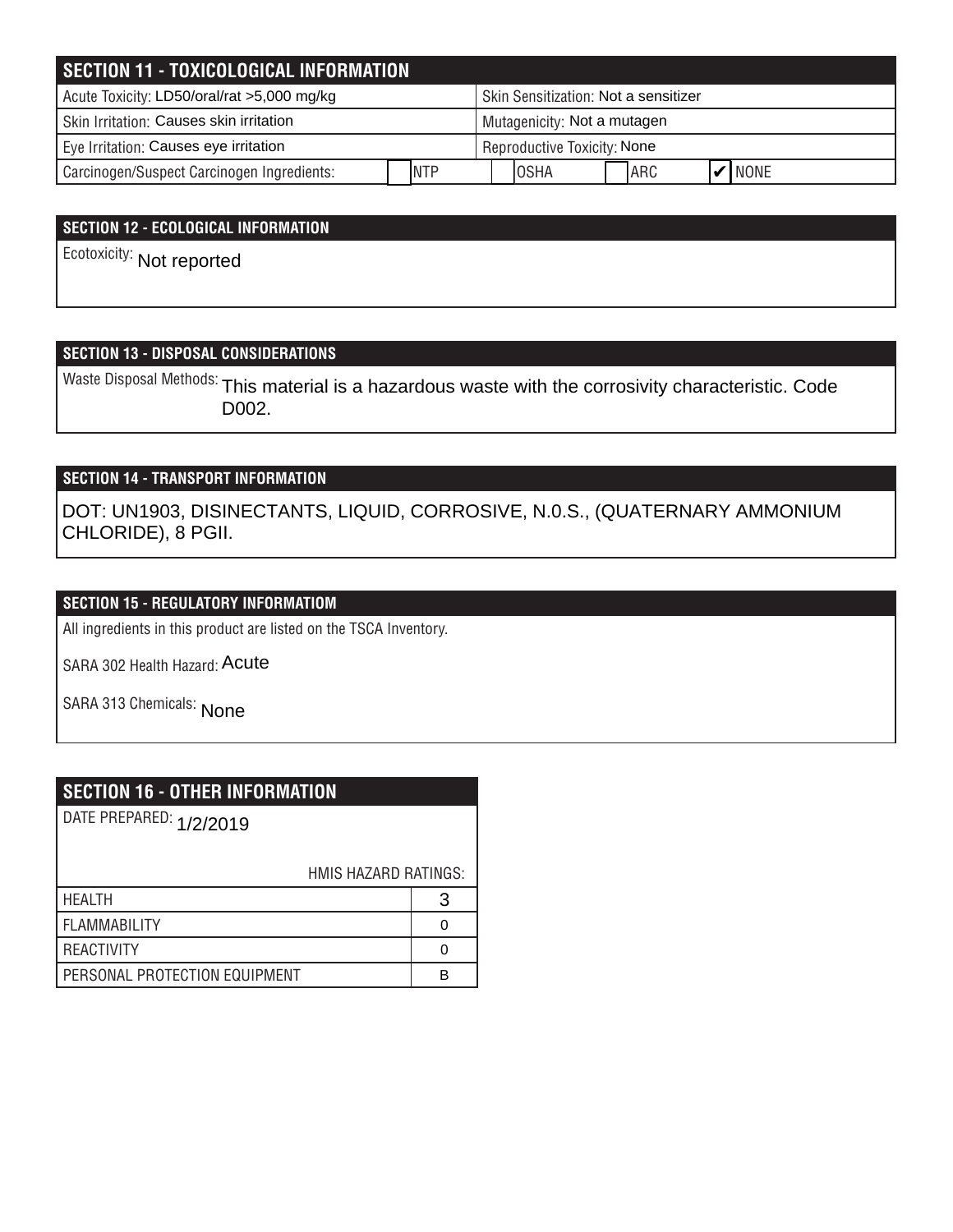## SECTION 11 - TOXICOLOGICAL INFORMATION

| | | | | | | | | | |
|---|---|---|---|---|---|---|---|---|---|
| Acute Toxicity: LD50/oral/rat >5,000 mg/kg | | | | Skin Sensitization: Not a sensitizer | | | | | |
| Skin Irritation: Causes skin irritation | | | | Mutagenicity: Not a mutagen | | | | | |
| Eye Irritation: Causes eye irritation | | | | Reproductive Toxicity: None | | | | | |
| Carcinogen/Suspect Carcinogen Ingredients: | ☐ | NTP | ☐ | OSHA | ☐ | ARC | ✔ | NONE | |

## SECTION 12 - ECOLOGICAL INFORMATION

Ecotoxicity: Not reported

## SECTION 13 - DISPOSAL CONSIDERATIONS

Waste Disposal Methods: This material is a hazardous waste with the corrosivity characteristic. Code D002.

## SECTION 14 - TRANSPORT INFORMATION

DOT: UN1903, DISINECTANTS, LIQUID, CORROSIVE, N.0.S., (QUATERNARY AMMONIUM CHLORIDE), 8 PGII.

## SECTION 15 - REGULATORY INFORMATIOM

All ingredients in this product are listed on the TSCA Inventory.

SARA 302 Health Hazard: Acute

SARA 313 Chemicals: None

## SECTION 16 - OTHER INFORMATION

DATE PREPARED: 1/2/2019

| HMIS HAZARD RATINGS: | |
|---|---|
| HEALTH | 3 |
| FLAMMABILITY | 0 |
| REACTIVITY | 0 |
| PERSONAL PROTECTION EQUIPMENT | B |